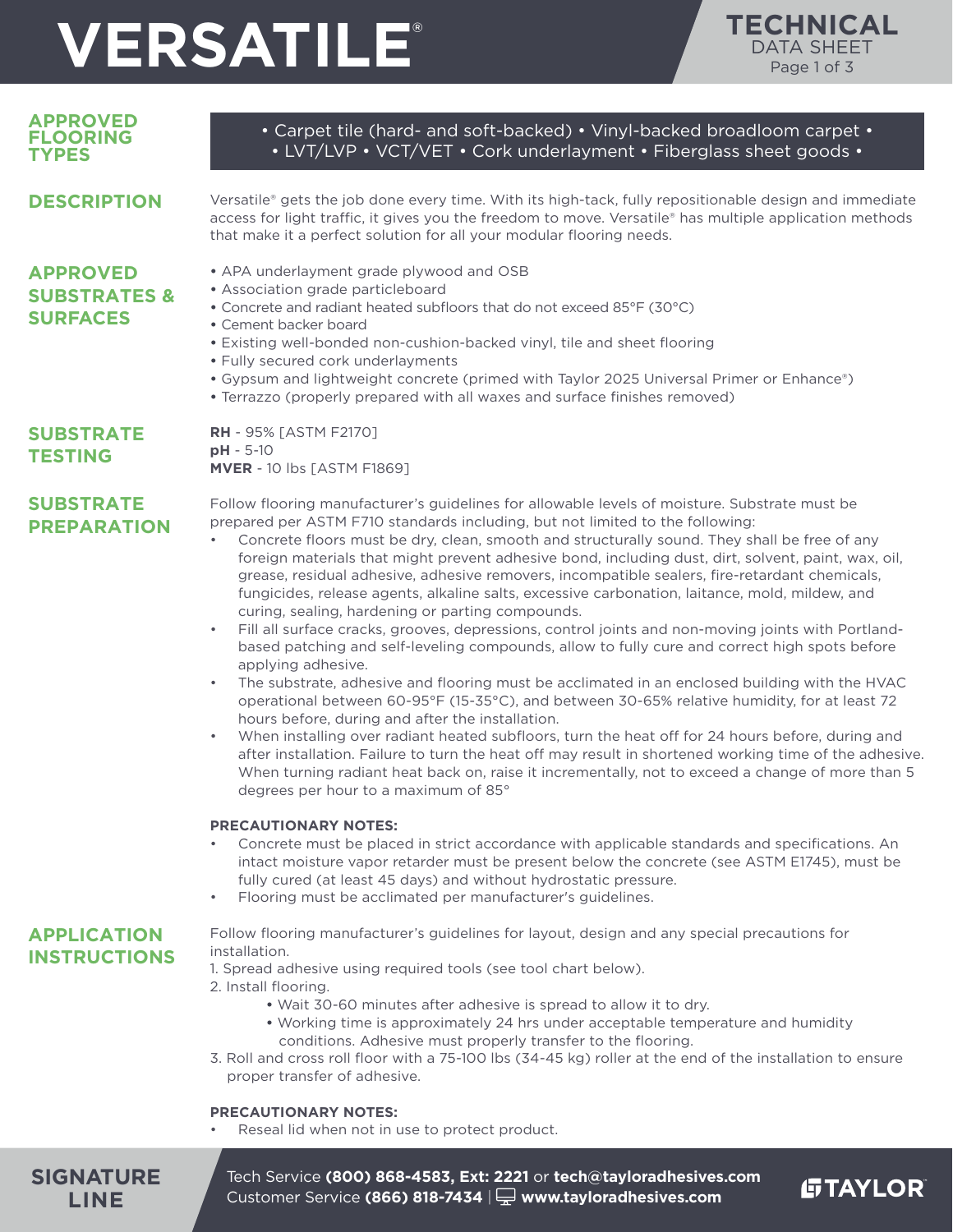# VERSATILE®

## TECHNICAL DATA SHEET

## APPROVED FLOORING TYPES

• Carpet tile (hard- and soft-backed) • Vinyl-backed broadloom carpet • • LVT/LVP • VCT/VET • Cork underlayment • Fiberglass sheet goods •

## DESCRIPTION

Versatile® gets the job done every time. With its high-tack, fully repositionable design and immediate access for light traffic, it gives you the freedom to move. Versatile® has multiple application methods that make it a perfect solution for all your modular flooring needs.

## APPROVED SUBSTRATES & SURFACES

- APA underlayment grade plywood and OSB
- Association grade particleboard
- Concrete and radiant heated subfloors that do not exceed 85°F (30°C)
- Cement backer board
- Existing well-bonded non-cushion-backed vinyl, tile and sheet flooring
- Fully secured cork underlayments
- Gypsum and lightweight concrete (primed with Taylor 2025 Universal Primer or Enhance®)
- Terrazzo (properly prepared with all waxes and surface finishes removed)

## SUBSTRATE TESTING

**RH** - 95% [ASTM F2170]
**pH** - 5-10
**MVER** - 10 lbs [ASTM F1869]

## SUBSTRATE PREPARATION

Follow flooring manufacturer's guidelines for allowable levels of moisture. Substrate must be prepared per ASTM F710 standards including, but not limited to the following:

- Concrete floors must be dry, clean, smooth and structurally sound. They shall be free of any foreign materials that might prevent adhesive bond, including dust, dirt, solvent, paint, wax, oil, grease, residual adhesive, adhesive removers, incompatible sealers, fire-retardant chemicals, fungicides, release agents, alkaline salts, excessive carbonation, laitance, mold, mildew, and curing, sealing, hardening or parting compounds.
- Fill all surface cracks, grooves, depressions, control joints and non-moving joints with Portland-based patching and self-leveling compounds, allow to fully cure and correct high spots before applying adhesive.
- The substrate, adhesive and flooring must be acclimated in an enclosed building with the HVAC operational between 60-95°F (15-35°C), and between 30-65% relative humidity, for at least 72 hours before, during and after the installation.
- When installing over radiant heated subfloors, turn the heat off for 24 hours before, during and after installation. Failure to turn the heat off may result in shortened working time of the adhesive. When turning radiant heat back on, raise it incrementally, not to exceed a change of more than 5 degrees per hour to a maximum of 85°

**PRECAUTIONARY NOTES:**

- Concrete must be placed in strict accordance with applicable standards and specifications. An intact moisture vapor retarder must be present below the concrete (see ASTM E1745), must be fully cured (at least 45 days) and without hydrostatic pressure.
- Flooring must be acclimated per manufacturer's guidelines.

## APPLICATION INSTRUCTIONS

Follow flooring manufacturer's guidelines for layout, design and any special precautions for installation.

1. Spread adhesive using required tools (see tool chart below).
2. Install flooring.
   - Wait 30-60 minutes after adhesive is spread to allow it to dry.
   - Working time is approximately 24 hrs under acceptable temperature and humidity conditions. Adhesive must properly transfer to the flooring.
3. Roll and cross roll floor with a 75-100 lbs (34-45 kg) roller at the end of the installation to ensure proper transfer of adhesive.

**PRECAUTIONARY NOTES:**

- Reseal lid when not in use to protect product.

SIGNATURE LINE

Tech Service **(800) 868-4583, Ext: 2221** or **tech@tayloradhesives.com**
Customer Service **(866) 818-7434** | **www.tayloradhesives.com**

TAYLOR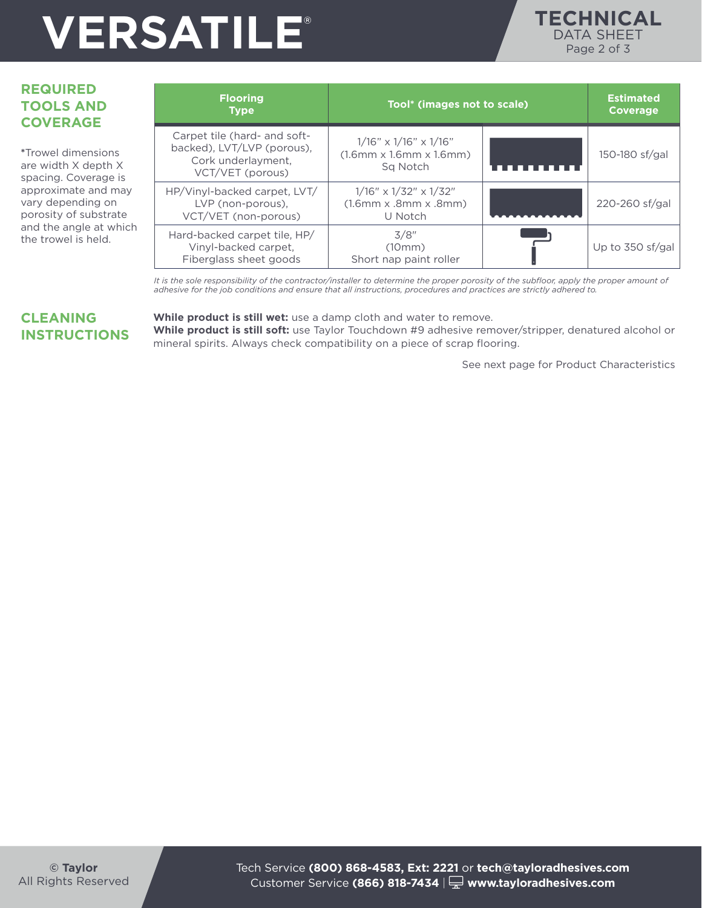## REQUIRED TOOLS AND COVERAGE

*Trowel dimensions are width X depth X spacing. Coverage is approximate and may vary depending on porosity of substrate and the angle at which the trowel is held.

| Flooring Type | Tool* (images not to scale) | | Estimated Coverage |
|---|---|---|---|
| Carpet tile (hard- and soft-backed), LVT/LVP (porous), Cork underlayment, VCT/VET (porous) | 1/16" x 1/16" x 1/16" (1.6mm x 1.6mm x 1.6mm) Sq Notch | | 150-180 sf/gal |
| HP/Vinyl-backed carpet, LVT/LVP (non-porous), VCT/VET (non-porous) | 1/16" x 1/32" x 1/32" (1.6mm x .8mm x .8mm) U Notch | | 220-260 sf/gal |
| Hard-backed carpet tile, HP/Vinyl-backed carpet, Fiberglass sheet goods | 3/8" (10mm) Short nap paint roller | | Up to 350 sf/gal |

*It is the sole responsibility of the contractor/installer to determine the proper porosity of the subfloor, apply the proper amount of adhesive for the job conditions and ensure that all instructions, procedures and practices are strictly adhered to.*

## CLEANING INSTRUCTIONS

**While product is still wet:** use a damp cloth and water to remove.
**While product is still soft:** use Taylor Touchdown #9 adhesive remover/stripper, denatured alcohol or mineral spirits. Always check compatibility on a piece of scrap flooring.

See next page for Product Characteristics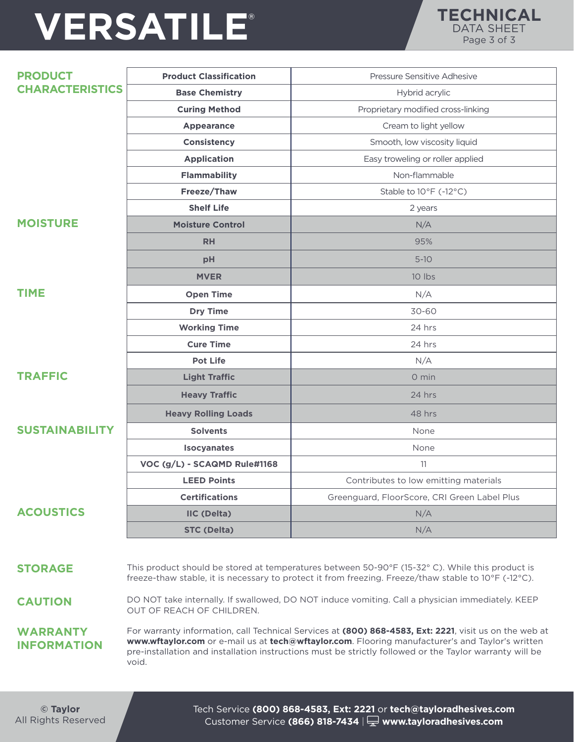# VERSATILE®

## TECHNICAL DATA SHEET

| | | |
|---|---|---|
| **PRODUCT CHARACTERISTICS** | **Product Classification** | Pressure Sensitive Adhesive |
| | **Base Chemistry** | Hybrid acrylic |
| | **Curing Method** | Proprietary modified cross-linking |
| | **Appearance** | Cream to light yellow |
| | **Consistency** | Smooth, low viscosity liquid |
| | **Application** | Easy troweling or roller applied |
| | **Flammability** | Non-flammable |
| | **Freeze/Thaw** | Stable to 10°F (-12°C) |
| | **Shelf Life** | 2 years |
| **MOISTURE** | **Moisture Control** | N/A |
| | **RH** | 95% |
| | **pH** | 5-10 |
| | **MVER** | 10 lbs |
| **TIME** | **Open Time** | N/A |
| | **Dry Time** | 30-60 |
| | **Working Time** | 24 hrs |
| | **Cure Time** | 24 hrs |
| | **Pot Life** | N/A |
| **TRAFFIC** | **Light Traffic** | 0 min |
| | **Heavy Traffic** | 24 hrs |
| | **Heavy Rolling Loads** | 48 hrs |
| **SUSTAINABILITY** | **Solvents** | None |
| | **Isocyanates** | None |
| | **VOC (g/L) - SCAQMD Rule#1168** | 11 |
| | **LEED Points** | Contributes to low emitting materials |
| | **Certifications** | Greenguard, FloorScore, CRI Green Label Plus |
| **ACOUSTICS** | **IIC (Delta)** | N/A |
| | **STC (Delta)** | N/A |

## STORAGE

This product should be stored at temperatures between 50-90°F (15-32° C). While this product is freeze-thaw stable, it is necessary to protect it from freezing. Freeze/thaw stable to 10°F (-12°C).

## CAUTION

DO NOT take internally. If swallowed, DO NOT induce vomiting. Call a physician immediately. KEEP OUT OF REACH OF CHILDREN.

## WARRANTY INFORMATION

For warranty information, call Technical Services at **(800) 868-4583, Ext: 2221**, visit us on the web at **www.wftaylor.com** or e-mail us at **tech@wftaylor.com**. Flooring manufacturer's and Taylor's written pre-installation and installation instructions must be strictly followed or the Taylor warranty will be void.

© **Taylor**
All Rights Reserved

Tech Service **(800) 868-4583, Ext: 2221** or **tech@tayloradhesives.com**
Customer Service **(866) 818-7434** | **www.tayloradhesives.com**